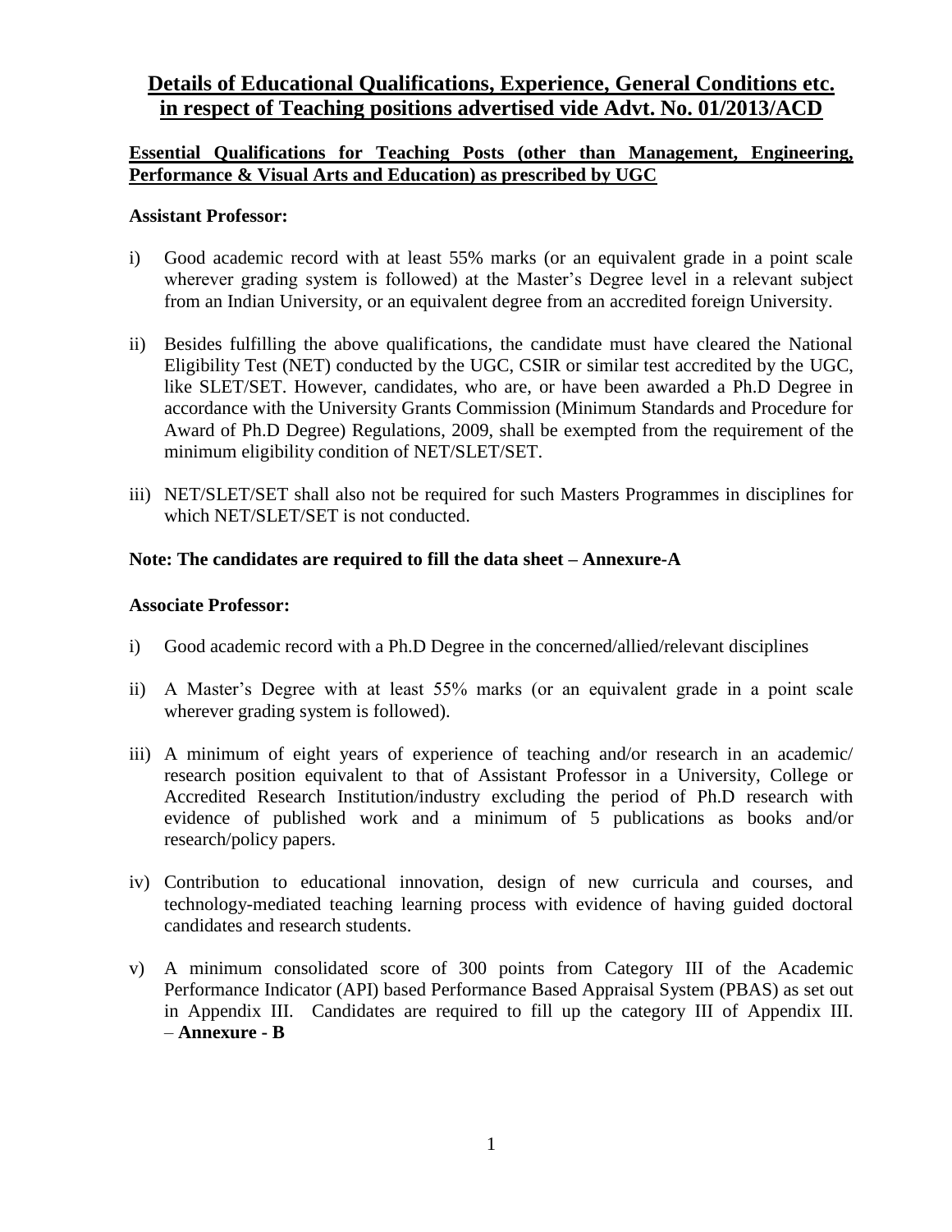# Details of Educational Qualifications, Experience, General Conditions etc. in respect of Teaching positions advertised vide Advt. No. 01/2013/ACD

## Essential Qualifications for Teaching Posts (other than Management, Engineering, Performance & Visual Arts and Education) as prescribed by UGC

### Assistant Professor:

i) Good academic record with at least 55% marks (or an equivalent grade in a point scale wherever grading system is followed) at the Master's Degree level in a relevant subject from an Indian University, or an equivalent degree from an accredited foreign University.

ii) Besides fulfilling the above qualifications, the candidate must have cleared the National Eligibility Test (NET) conducted by the UGC, CSIR or similar test accredited by the UGC, like SLET/SET. However, candidates, who are, or have been awarded a Ph.D Degree in accordance with the University Grants Commission (Minimum Standards and Procedure for Award of Ph.D Degree) Regulations, 2009, shall be exempted from the requirement of the minimum eligibility condition of NET/SLET/SET.

iii) NET/SLET/SET shall also not be required for such Masters Programmes in disciplines for which NET/SLET/SET is not conducted.

**Note: The candidates are required to fill the data sheet – Annexure-A**

### Associate Professor:

i) Good academic record with a Ph.D Degree in the concerned/allied/relevant disciplines

ii) A Master's Degree with at least 55% marks (or an equivalent grade in a point scale wherever grading system is followed).

iii) A minimum of eight years of experience of teaching and/or research in an academic/ research position equivalent to that of Assistant Professor in a University, College or Accredited Research Institution/industry excluding the period of Ph.D research with evidence of published work and a minimum of 5 publications as books and/or research/policy papers.

iv) Contribution to educational innovation, design of new curricula and courses, and technology-mediated teaching learning process with evidence of having guided doctoral candidates and research students.

v) A minimum consolidated score of 300 points from Category III of the Academic Performance Indicator (API) based Performance Based Appraisal System (PBAS) as set out in Appendix III. Candidates are required to fill up the category III of Appendix III. – **Annexure - B**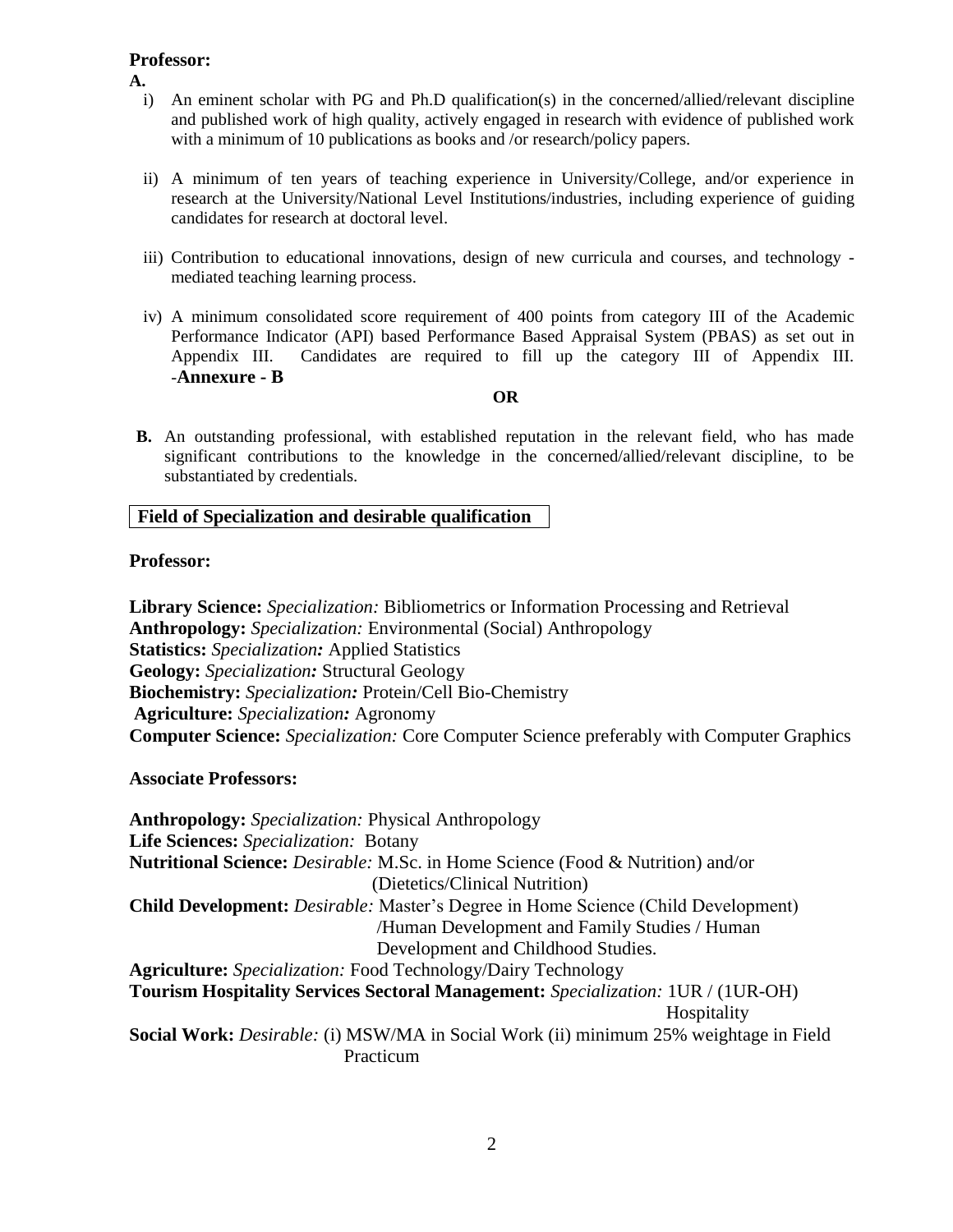**Professor:**

**A.**

i) An eminent scholar with PG and Ph.D qualification(s) in the concerned/allied/relevant discipline and published work of high quality, actively engaged in research with evidence of published work with a minimum of 10 publications as books and /or research/policy papers.

ii) A minimum of ten years of teaching experience in University/College, and/or experience in research at the University/National Level Institutions/industries, including experience of guiding candidates for research at doctoral level.

iii) Contribution to educational innovations, design of new curricula and courses, and technology - mediated teaching learning process.

iv) A minimum consolidated score requirement of 400 points from category III of the Academic Performance Indicator (API) based Performance Based Appraisal System (PBAS) as set out in Appendix III. Candidates are required to fill up the category III of Appendix III. -**Annexure - B**

**OR**

**B.** An outstanding professional, with established reputation in the relevant field, who has made significant contributions to the knowledge in the concerned/allied/relevant discipline, to be substantiated by credentials.

**Field of Specialization and desirable qualification**

**Professor:**

**Library Science:** *Specialization:* Bibliometrics or Information Processing and Retrieval
**Anthropology:** *Specialization:* Environmental (Social) Anthropology
**Statistics:** *Specialization:* Applied Statistics
**Geology:** *Specialization:* Structural Geology
**Biochemistry:** *Specialization:* Protein/Cell Bio-Chemistry
**Agriculture:** *Specialization:* Agronomy
**Computer Science:** *Specialization:* Core Computer Science preferably with Computer Graphics

**Associate Professors:**

**Anthropology:** *Specialization:* Physical Anthropology
**Life Sciences:** *Specialization:* Botany
**Nutritional Science:** *Desirable:* M.Sc. in Home Science (Food & Nutrition) and/or (Dietetics/Clinical Nutrition)
**Child Development:** *Desirable:* Master's Degree in Home Science (Child Development) /Human Development and Family Studies / Human Development and Childhood Studies.
**Agriculture:** *Specialization:* Food Technology/Dairy Technology
**Tourism Hospitality Services Sectoral Management:** *Specialization:* 1UR / (1UR-OH) Hospitality
**Social Work:** *Desirable:* (i) MSW/MA in Social Work (ii) minimum 25% weightage in Field Practicum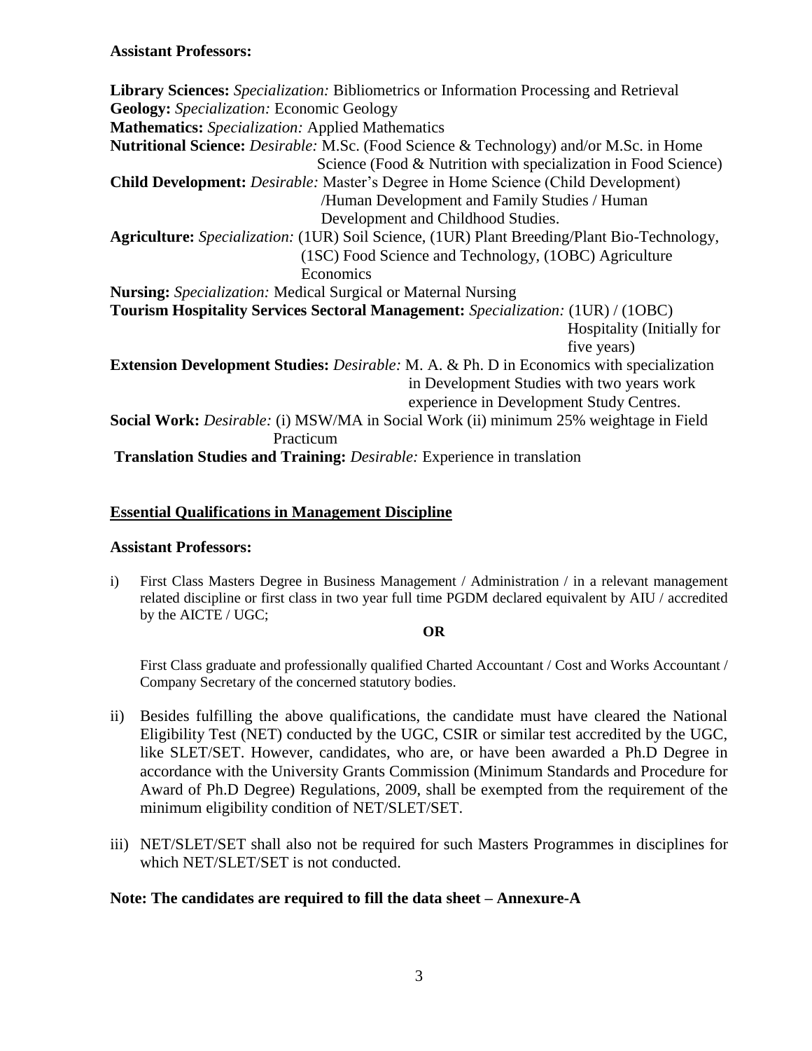**Assistant Professors:**

**Library Sciences:** *Specialization:* Bibliometrics or Information Processing and Retrieval
**Geology:** *Specialization:* Economic Geology
**Mathematics:** *Specialization:* Applied Mathematics
**Nutritional Science:** *Desirable:* M.Sc. (Food Science & Technology) and/or M.Sc. in Home Science (Food & Nutrition with specialization in Food Science)
**Child Development:** *Desirable:* Master's Degree in Home Science (Child Development) /Human Development and Family Studies / Human Development and Childhood Studies.
**Agriculture:** *Specialization:* (1UR) Soil Science, (1UR) Plant Breeding/Plant Bio-Technology, (1SC) Food Science and Technology, (1OBC) Agriculture Economics
**Nursing:** *Specialization:* Medical Surgical or Maternal Nursing
**Tourism Hospitality Services Sectoral Management:** *Specialization:* (1UR) / (1OBC) Hospitality (Initially for five years)
**Extension Development Studies:** *Desirable:* M. A. & Ph. D in Economics with specialization in Development Studies with two years work experience in Development Study Centres.
**Social Work:** *Desirable:* (i) MSW/MA in Social Work (ii) minimum 25% weightage in Field Practicum
**Translation Studies and Training:** *Desirable:* Experience in translation

## Essential Qualifications in Management Discipline

**Assistant Professors:**

i) First Class Masters Degree in Business Management / Administration / in a relevant management related discipline or first class in two year full time PGDM declared equivalent by AIU / accredited by the AICTE / UGC;

**OR**

First Class graduate and professionally qualified Charted Accountant / Cost and Works Accountant / Company Secretary of the concerned statutory bodies.

ii) Besides fulfilling the above qualifications, the candidate must have cleared the National Eligibility Test (NET) conducted by the UGC, CSIR or similar test accredited by the UGC, like SLET/SET. However, candidates, who are, or have been awarded a Ph.D Degree in accordance with the University Grants Commission (Minimum Standards and Procedure for Award of Ph.D Degree) Regulations, 2009, shall be exempted from the requirement of the minimum eligibility condition of NET/SLET/SET.

iii) NET/SLET/SET shall also not be required for such Masters Programmes in disciplines for which NET/SLET/SET is not conducted.

**Note: The candidates are required to fill the data sheet – Annexure-A**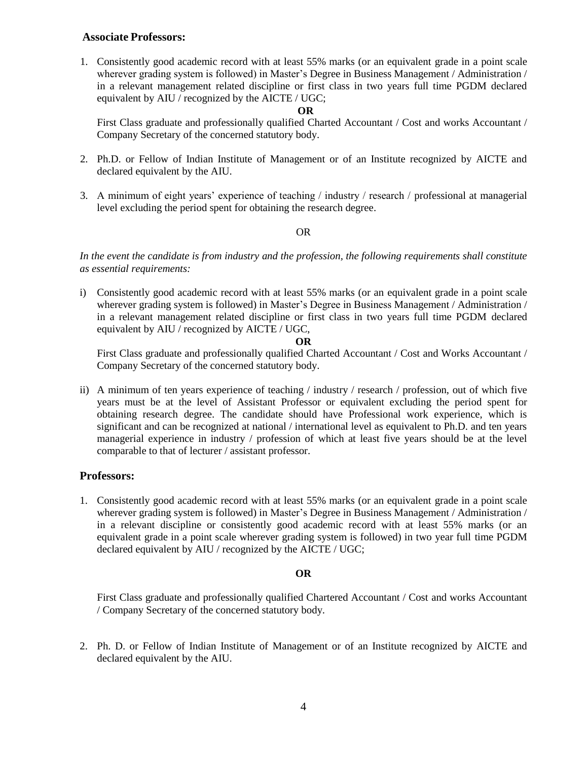**Associate Professors:**

1. Consistently good academic record with at least 55% marks (or an equivalent grade in a point scale wherever grading system is followed) in Master's Degree in Business Management / Administration / in a relevant management related discipline or first class in two years full time PGDM declared equivalent by AIU / recognized by the AICTE / UGC;

   **OR**

   First Class graduate and professionally qualified Charted Accountant / Cost and works Accountant / Company Secretary of the concerned statutory body.

2. Ph.D. or Fellow of Indian Institute of Management or of an Institute recognized by AICTE and declared equivalent by the AIU.

3. A minimum of eight years' experience of teaching / industry / research / professional at managerial level excluding the period spent for obtaining the research degree.

OR

*In the event the candidate is from industry and the profession, the following requirements shall constitute as essential requirements:*

i) Consistently good academic record with at least 55% marks (or an equivalent grade in a point scale wherever grading system is followed) in Master's Degree in Business Management / Administration / in a relevant management related discipline or first class in two years full time PGDM declared equivalent by AIU / recognized by AICTE / UGC,

   **OR**

   First Class graduate and professionally qualified Charted Accountant / Cost and Works Accountant / Company Secretary of the concerned statutory body.

ii) A minimum of ten years experience of teaching / industry / research / profession, out of which five years must be at the level of Assistant Professor or equivalent excluding the period spent for obtaining research degree. The candidate should have Professional work experience, which is significant and can be recognized at national / international level as equivalent to Ph.D. and ten years managerial experience in industry / profession of which at least five years should be at the level comparable to that of lecturer / assistant professor.

## Professors:

1. Consistently good academic record with at least 55% marks (or an equivalent grade in a point scale wherever grading system is followed) in Master's Degree in Business Management / Administration / in a relevant discipline or consistently good academic record with at least 55% marks (or an equivalent grade in a point scale wherever grading system is followed) in two year full time PGDM declared equivalent by AIU / recognized by the AICTE / UGC;

   **OR**

   First Class graduate and professionally qualified Chartered Accountant / Cost and works Accountant / Company Secretary of the concerned statutory body.

2. Ph. D. or Fellow of Indian Institute of Management or of an Institute recognized by AICTE and declared equivalent by the AIU.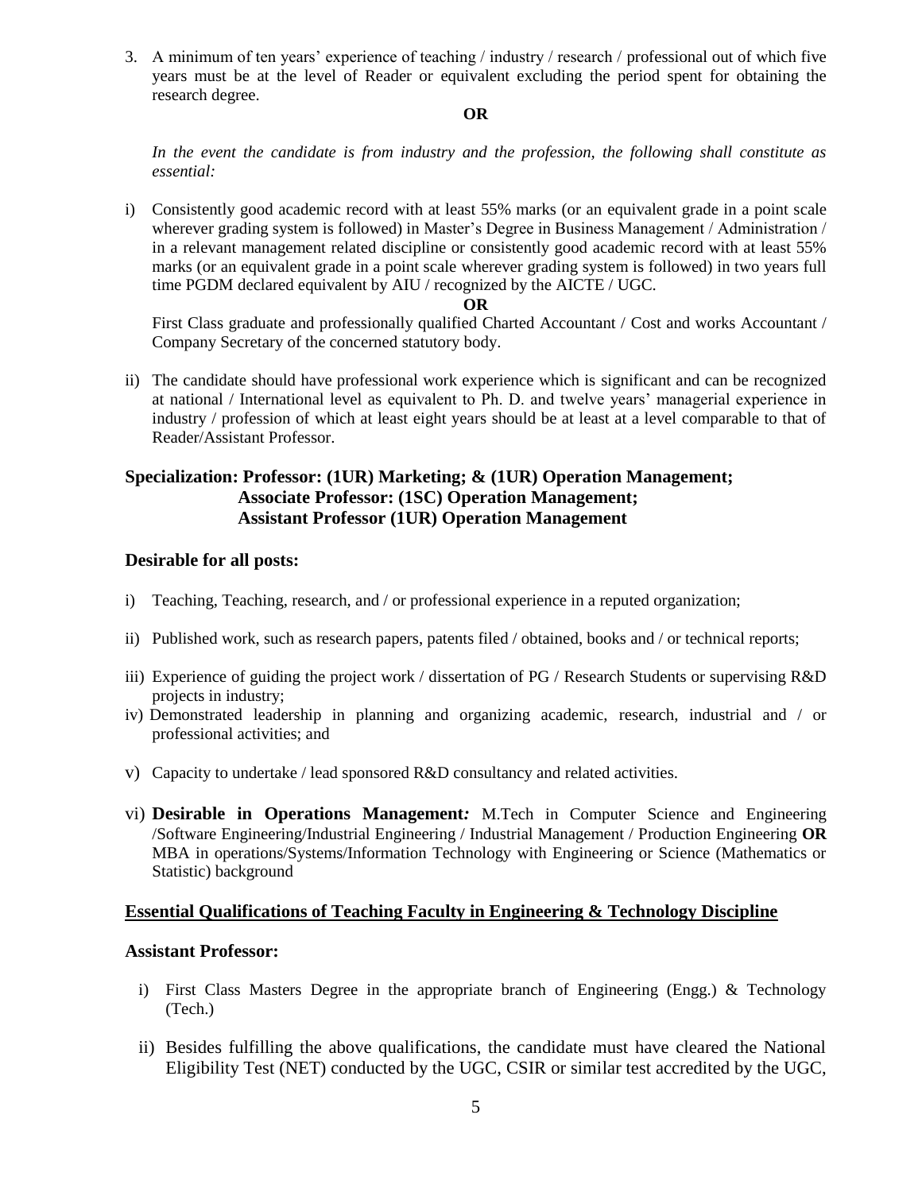3. A minimum of ten years' experience of teaching / industry / research / professional out of which five years must be at the level of Reader or equivalent excluding the period spent for obtaining the research degree.

**OR**

*In the event the candidate is from industry and the profession, the following shall constitute as essential:*

i) Consistently good academic record with at least 55% marks (or an equivalent grade in a point scale wherever grading system is followed) in Master's Degree in Business Management / Administration / in a relevant management related discipline or consistently good academic record with at least 55% marks (or an equivalent grade in a point scale wherever grading system is followed) in two years full time PGDM declared equivalent by AIU / recognized by the AICTE / UGC.

**OR**

First Class graduate and professionally qualified Charted Accountant / Cost and works Accountant / Company Secretary of the concerned statutory body.

ii) The candidate should have professional work experience which is significant and can be recognized at national / International level as equivalent to Ph. D. and twelve years' managerial experience in industry / profession of which at least eight years should be at least at a level comparable to that of Reader/Assistant Professor.

**Specialization: Professor: (1UR) Marketing; & (1UR) Operation Management;**
**Associate Professor: (1SC) Operation Management;**
**Assistant Professor (1UR) Operation Management**

**Desirable for all posts:**

i) Teaching, Teaching, research, and / or professional experience in a reputed organization;

ii) Published work, such as research papers, patents filed / obtained, books and / or technical reports;

iii) Experience of guiding the project work / dissertation of PG / Research Students or supervising R&D projects in industry;

iv) Demonstrated leadership in planning and organizing academic, research, industrial and / or professional activities; and

v) Capacity to undertake / lead sponsored R&D consultancy and related activities.

vi) **Desirable in Operations Management***:* M.Tech in Computer Science and Engineering /Software Engineering/Industrial Engineering / Industrial Management / Production Engineering **OR** MBA in operations/Systems/Information Technology with Engineering or Science (Mathematics or Statistic) background

**Essential Qualifications of Teaching Faculty in Engineering & Technology Discipline**

**Assistant Professor:**

i) First Class Masters Degree in the appropriate branch of Engineering (Engg.) & Technology (Tech.)

ii) Besides fulfilling the above qualifications, the candidate must have cleared the National Eligibility Test (NET) conducted by the UGC, CSIR or similar test accredited by the UGC,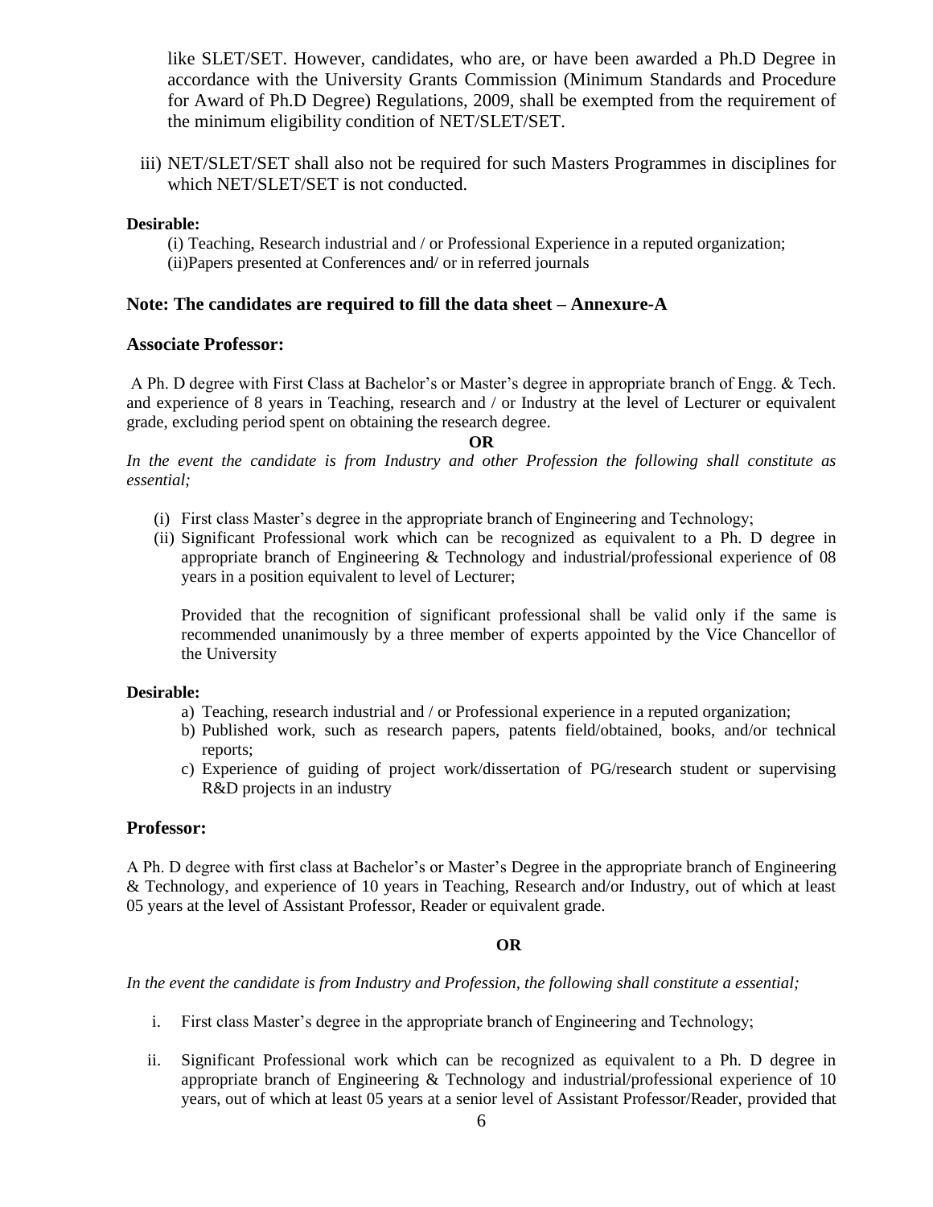like SLET/SET. However, candidates, who are, or have been awarded a Ph.D Degree in accordance with the University Grants Commission (Minimum Standards and Procedure for Award of Ph.D Degree) Regulations, 2009, shall be exempted from the requirement of the minimum eligibility condition of NET/SLET/SET.

iii) NET/SLET/SET shall also not be required for such Masters Programmes in disciplines for which NET/SLET/SET is not conducted.

**Desirable:**

(i) Teaching, Research industrial and / or Professional Experience in a reputed organization;
(ii)Papers presented at Conferences and/ or in referred journals

### Note: The candidates are required to fill the data sheet – Annexure-A

### Associate Professor:

A Ph. D degree with First Class at Bachelor's or Master's degree in appropriate branch of Engg. & Tech. and experience of 8 years in Teaching, research and / or Industry at the level of Lecturer or equivalent grade, excluding period spent on obtaining the research degree.

**OR**

*In the event the candidate is from Industry and other Profession the following shall constitute as essential;*

(i) First class Master's degree in the appropriate branch of Engineering and Technology;
(ii) Significant Professional work which can be recognized as equivalent to a Ph. D degree in appropriate branch of Engineering & Technology and industrial/professional experience of 08 years in a position equivalent to level of Lecturer;

Provided that the recognition of significant professional shall be valid only if the same is recommended unanimously by a three member of experts appointed by the Vice Chancellor of the University

**Desirable:**

a) Teaching, research industrial and / or Professional experience in a reputed organization;
b) Published work, such as research papers, patents field/obtained, books, and/or technical reports;
c) Experience of guiding of project work/dissertation of PG/research student or supervising R&D projects in an industry

### Professor:

A Ph. D degree with first class at Bachelor's or Master's Degree in the appropriate branch of Engineering & Technology, and experience of 10 years in Teaching, Research and/or Industry, out of which at least 05 years at the level of Assistant Professor, Reader or equivalent grade.

**OR**

*In the event the candidate is from Industry and Profession, the following shall constitute a essential;*

i. First class Master's degree in the appropriate branch of Engineering and Technology;

ii. Significant Professional work which can be recognized as equivalent to a Ph. D degree in appropriate branch of Engineering & Technology and industrial/professional experience of 10 years, out of which at least 05 years at a senior level of Assistant Professor/Reader, provided that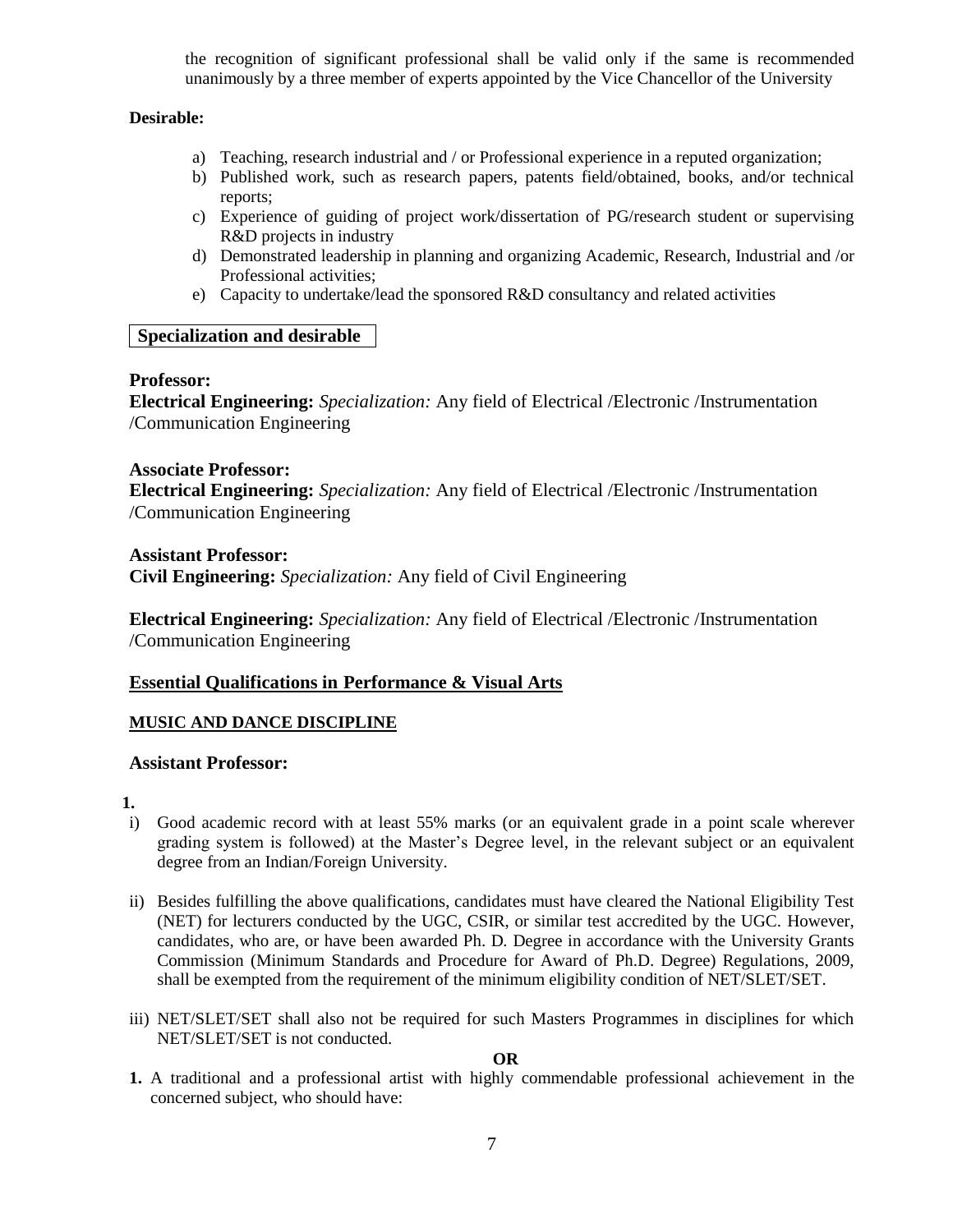the recognition of significant professional shall be valid only if the same is recommended unanimously by a three member of experts appointed by the Vice Chancellor of the University

**Desirable:**

a) Teaching, research industrial and / or Professional experience in a reputed organization;
b) Published work, such as research papers, patents field/obtained, books, and/or technical reports;
c) Experience of guiding of project work/dissertation of PG/research student or supervising R&D projects in industry
d) Demonstrated leadership in planning and organizing Academic, Research, Industrial and /or Professional activities;
e) Capacity to undertake/lead the sponsored R&D consultancy and related activities

**Specialization and desirable**

**Professor:**

**Electrical Engineering:** *Specialization:* Any field of Electrical /Electronic /Instrumentation /Communication Engineering

**Associate Professor:**

**Electrical Engineering:** *Specialization:* Any field of Electrical /Electronic /Instrumentation /Communication Engineering

**Assistant Professor:**

**Civil Engineering:** *Specialization:* Any field of Civil Engineering

**Electrical Engineering:** *Specialization:* Any field of Electrical /Electronic /Instrumentation /Communication Engineering

## Essential Qualifications in Performance & Visual Arts

### MUSIC AND DANCE DISCIPLINE

**Assistant Professor:**

**1.**

i) Good academic record with at least 55% marks (or an equivalent grade in a point scale wherever grading system is followed) at the Master's Degree level, in the relevant subject or an equivalent degree from an Indian/Foreign University.

ii) Besides fulfilling the above qualifications, candidates must have cleared the National Eligibility Test (NET) for lecturers conducted by the UGC, CSIR, or similar test accredited by the UGC. However, candidates, who are, or have been awarded Ph. D. Degree in accordance with the University Grants Commission (Minimum Standards and Procedure for Award of Ph.D. Degree) Regulations, 2009, shall be exempted from the requirement of the minimum eligibility condition of NET/SLET/SET.

iii) NET/SLET/SET shall also not be required for such Masters Programmes in disciplines for which NET/SLET/SET is not conducted.

**OR**

**1.** A traditional and a professional artist with highly commendable professional achievement in the concerned subject, who should have: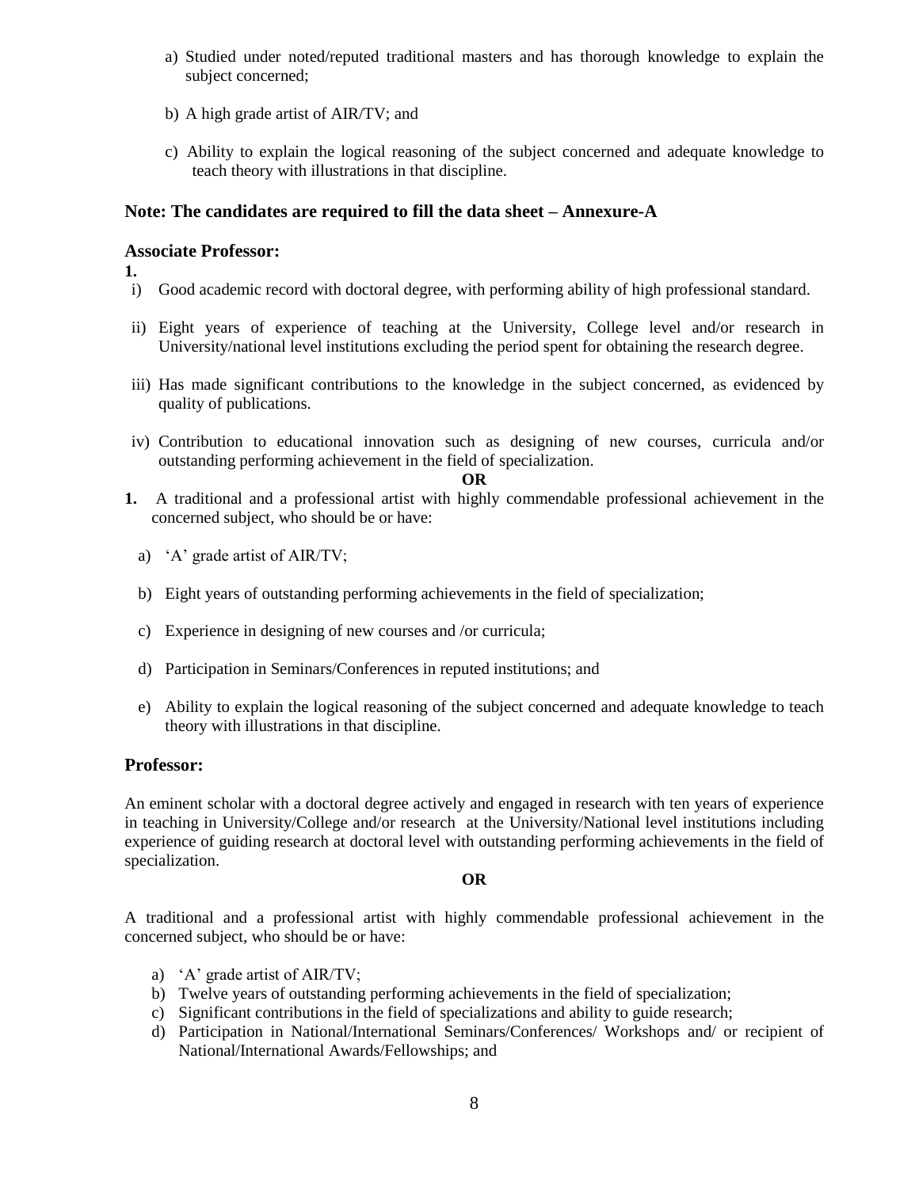a) Studied under noted/reputed traditional masters and has thorough knowledge to explain the subject concerned;

b) A high grade artist of AIR/TV; and

c) Ability to explain the logical reasoning of the subject concerned and adequate knowledge to teach theory with illustrations in that discipline.

**Note: The candidates are required to fill the data sheet – Annexure-A**

**Associate Professor:**

**1.**

i) Good academic record with doctoral degree, with performing ability of high professional standard.

ii) Eight years of experience of teaching at the University, College level and/or research in University/national level institutions excluding the period spent for obtaining the research degree.

iii) Has made significant contributions to the knowledge in the subject concerned, as evidenced by quality of publications.

iv) Contribution to educational innovation such as designing of new courses, curricula and/or outstanding performing achievement in the field of specialization.

**OR**

**1.** A traditional and a professional artist with highly commendable professional achievement in the concerned subject, who should be or have:

a) 'A' grade artist of AIR/TV;

b) Eight years of outstanding performing achievements in the field of specialization;

c) Experience in designing of new courses and /or curricula;

d) Participation in Seminars/Conferences in reputed institutions; and

e) Ability to explain the logical reasoning of the subject concerned and adequate knowledge to teach theory with illustrations in that discipline.

**Professor:**

An eminent scholar with a doctoral degree actively and engaged in research with ten years of experience in teaching in University/College and/or research at the University/National level institutions including experience of guiding research at doctoral level with outstanding performing achievements in the field of specialization.

**OR**

A traditional and a professional artist with highly commendable professional achievement in the concerned subject, who should be or have:

a) 'A' grade artist of AIR/TV;
b) Twelve years of outstanding performing achievements in the field of specialization;
c) Significant contributions in the field of specializations and ability to guide research;
d) Participation in National/International Seminars/Conferences/ Workshops and/ or recipient of National/International Awards/Fellowships; and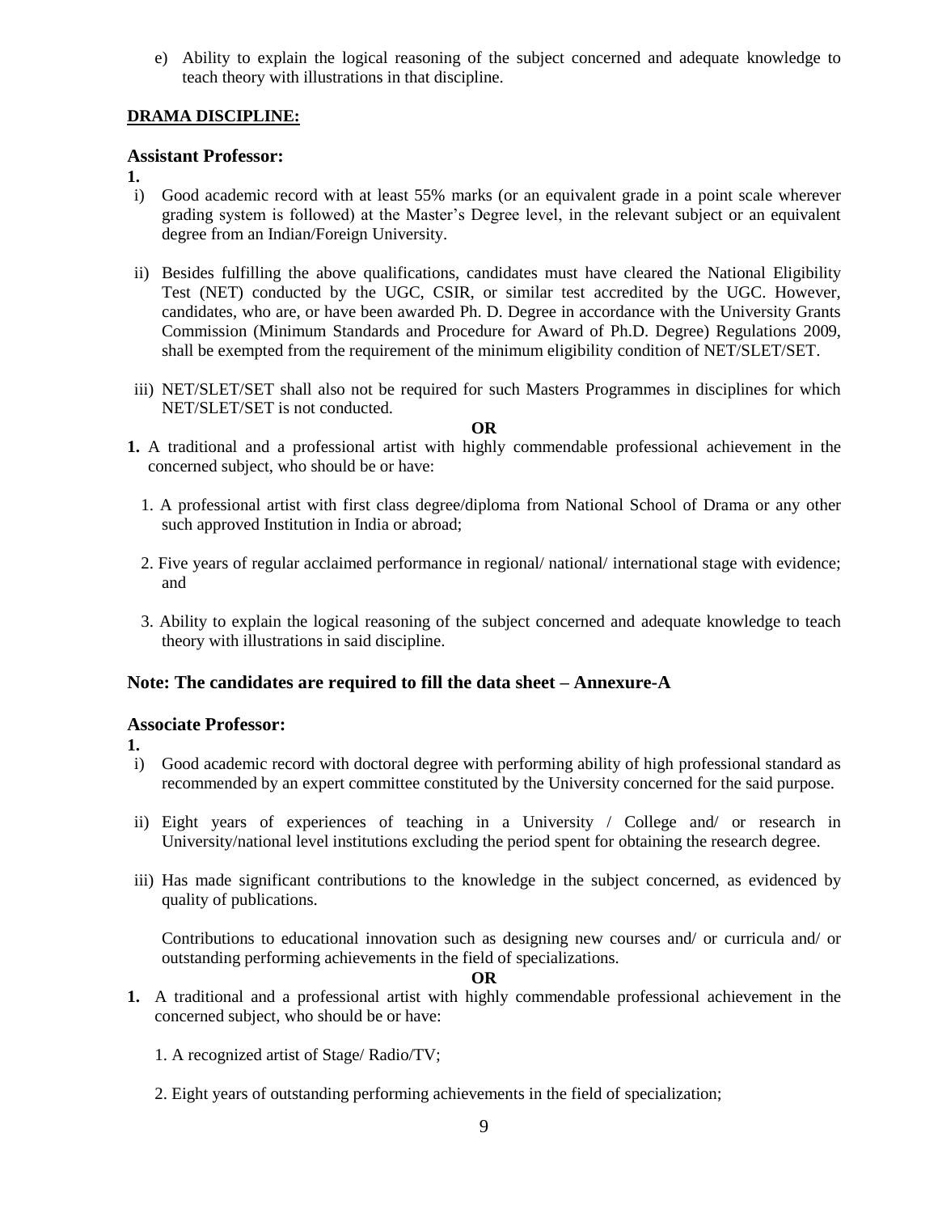e) Ability to explain the logical reasoning of the subject concerned and adequate knowledge to teach theory with illustrations in that discipline.

**DRAMA DISCIPLINE:**

### Assistant Professor:

**1.**

i) Good academic record with at least 55% marks (or an equivalent grade in a point scale wherever grading system is followed) at the Master's Degree level, in the relevant subject or an equivalent degree from an Indian/Foreign University.

ii) Besides fulfilling the above qualifications, candidates must have cleared the National Eligibility Test (NET) conducted by the UGC, CSIR, or similar test accredited by the UGC. However, candidates, who are, or have been awarded Ph. D. Degree in accordance with the University Grants Commission (Minimum Standards and Procedure for Award of Ph.D. Degree) Regulations 2009, shall be exempted from the requirement of the minimum eligibility condition of NET/SLET/SET.

iii) NET/SLET/SET shall also not be required for such Masters Programmes in disciplines for which NET/SLET/SET is not conducted.

**OR**

**1.** A traditional and a professional artist with highly commendable professional achievement in the concerned subject, who should be or have:

1. A professional artist with first class degree/diploma from National School of Drama or any other such approved Institution in India or abroad;
2. Five years of regular acclaimed performance in regional/ national/ international stage with evidence; and
3. Ability to explain the logical reasoning of the subject concerned and adequate knowledge to teach theory with illustrations in said discipline.

### Note: The candidates are required to fill the data sheet – Annexure-A

### Associate Professor:

**1.**

i) Good academic record with doctoral degree with performing ability of high professional standard as recommended by an expert committee constituted by the University concerned for the said purpose.

ii) Eight years of experiences of teaching in a University / College and/ or research in University/national level institutions excluding the period spent for obtaining the research degree.

iii) Has made significant contributions to the knowledge in the subject concerned, as evidenced by quality of publications.

Contributions to educational innovation such as designing new courses and/ or curricula and/ or outstanding performing achievements in the field of specializations.

**OR**

**1.** A traditional and a professional artist with highly commendable professional achievement in the concerned subject, who should be or have:

1. A recognized artist of Stage/ Radio/TV;
2. Eight years of outstanding performing achievements in the field of specialization;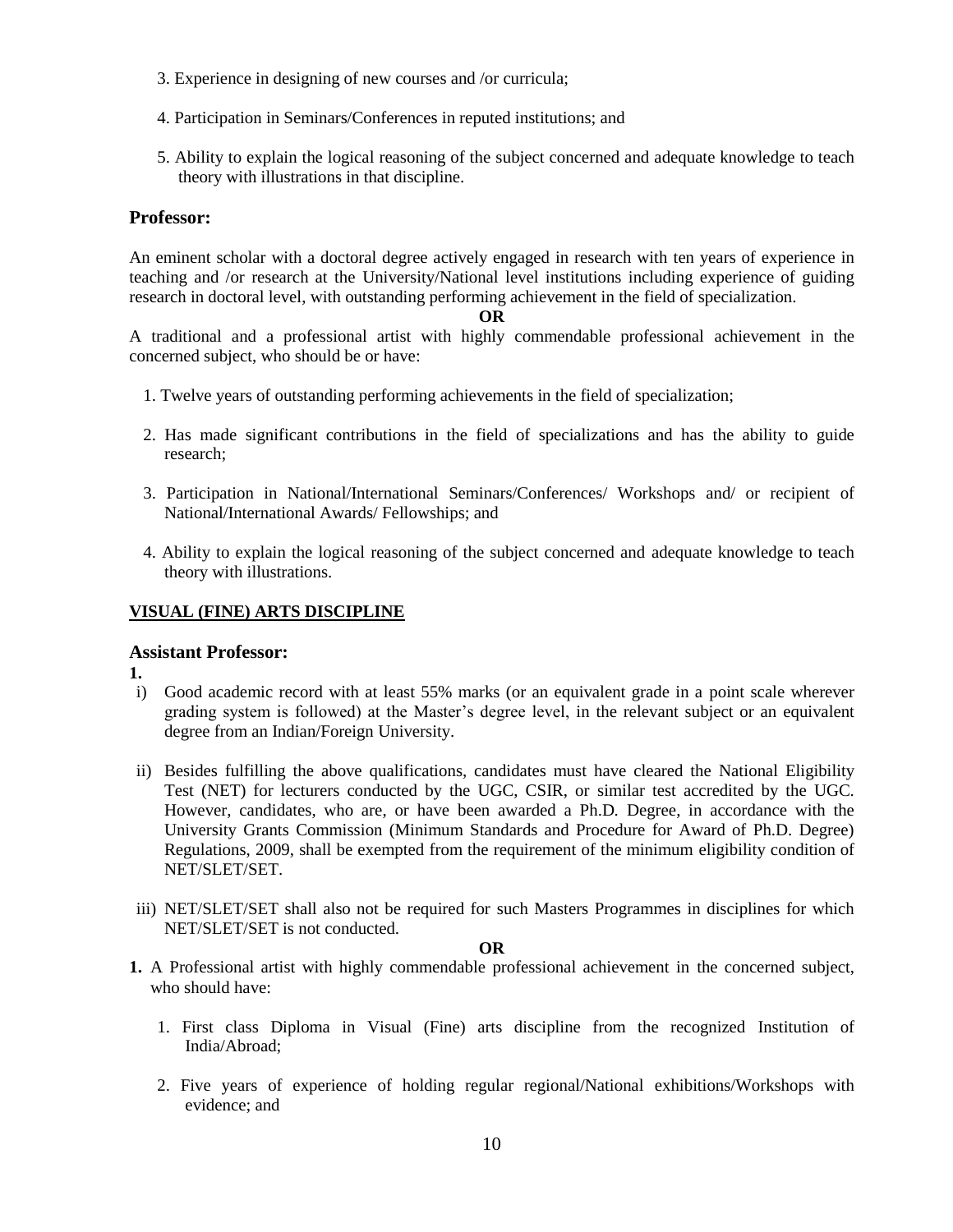3. Experience in designing of new courses and /or curricula;

4. Participation in Seminars/Conferences in reputed institutions; and

5. Ability to explain the logical reasoning of the subject concerned and adequate knowledge to teach theory with illustrations in that discipline.

### Professor:

An eminent scholar with a doctoral degree actively engaged in research with ten years of experience in teaching and /or research at the University/National level institutions including experience of guiding research in doctoral level, with outstanding performing achievement in the field of specialization.

**OR**

A traditional and a professional artist with highly commendable professional achievement in the concerned subject, who should be or have:

1. Twelve years of outstanding performing achievements in the field of specialization;

2. Has made significant contributions in the field of specializations and has the ability to guide research;

3. Participation in National/International Seminars/Conferences/ Workshops and/ or recipient of National/International Awards/ Fellowships; and

4. Ability to explain the logical reasoning of the subject concerned and adequate knowledge to teach theory with illustrations.

## VISUAL (FINE) ARTS DISCIPLINE

### Assistant Professor:

**1.**

i) Good academic record with at least 55% marks (or an equivalent grade in a point scale wherever grading system is followed) at the Master's degree level, in the relevant subject or an equivalent degree from an Indian/Foreign University.

ii) Besides fulfilling the above qualifications, candidates must have cleared the National Eligibility Test (NET) for lecturers conducted by the UGC, CSIR, or similar test accredited by the UGC. However, candidates, who are, or have been awarded a Ph.D. Degree, in accordance with the University Grants Commission (Minimum Standards and Procedure for Award of Ph.D. Degree) Regulations, 2009, shall be exempted from the requirement of the minimum eligibility condition of NET/SLET/SET.

iii) NET/SLET/SET shall also not be required for such Masters Programmes in disciplines for which NET/SLET/SET is not conducted.

**OR**

**1.** A Professional artist with highly commendable professional achievement in the concerned subject, who should have:

1. First class Diploma in Visual (Fine) arts discipline from the recognized Institution of India/Abroad;

2. Five years of experience of holding regular regional/National exhibitions/Workshops with evidence; and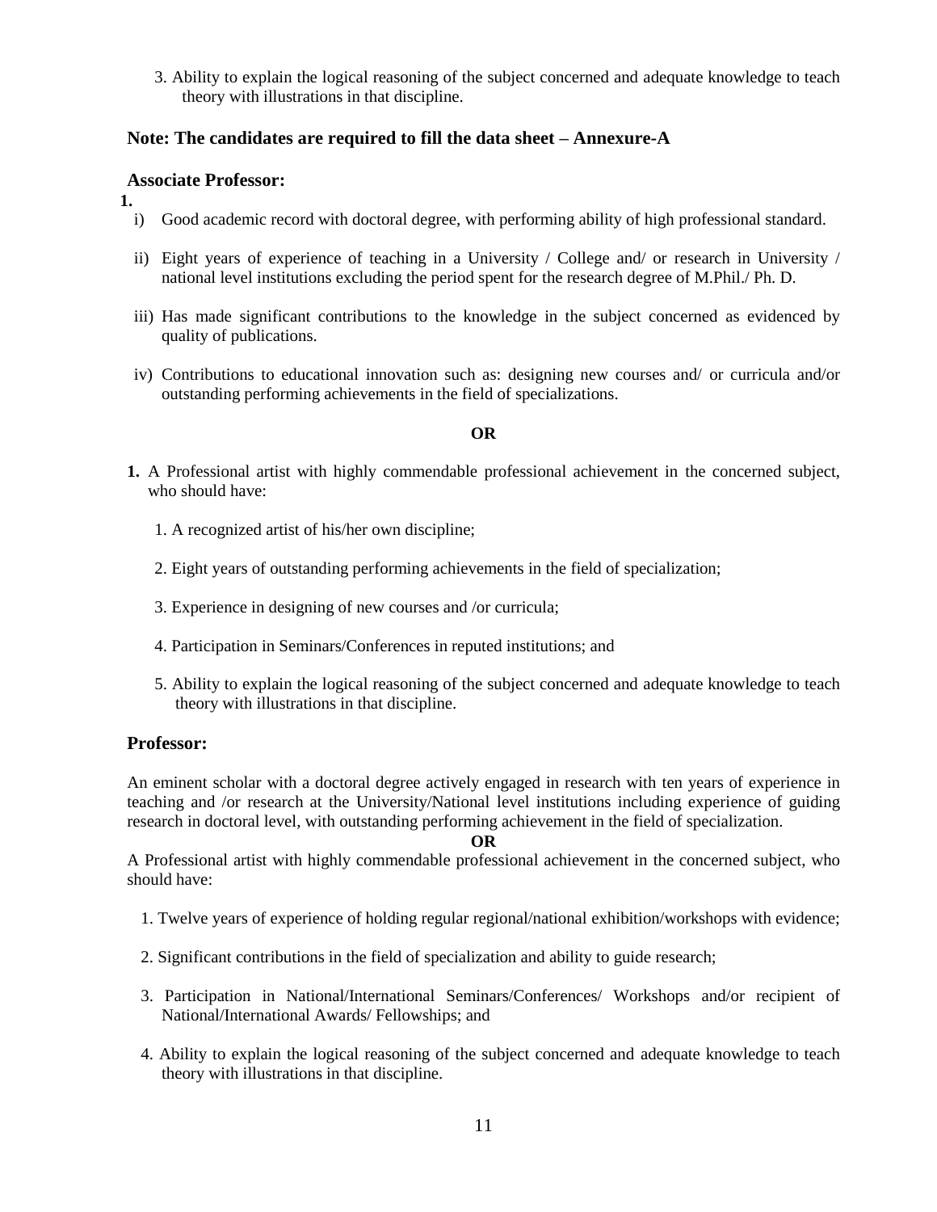3. Ability to explain the logical reasoning of the subject concerned and adequate knowledge to teach theory with illustrations in that discipline.

**Note: The candidates are required to fill the data sheet – Annexure-A**

**Associate Professor:**

**1.**

i) Good academic record with doctoral degree, with performing ability of high professional standard.

ii) Eight years of experience of teaching in a University / College and/ or research in University / national level institutions excluding the period spent for the research degree of M.Phil./ Ph. D.

iii) Has made significant contributions to the knowledge in the subject concerned as evidenced by quality of publications.

iv) Contributions to educational innovation such as: designing new courses and/ or curricula and/or outstanding performing achievements in the field of specializations.

**OR**

**1.** A Professional artist with highly commendable professional achievement in the concerned subject, who should have:

1. A recognized artist of his/her own discipline;

2. Eight years of outstanding performing achievements in the field of specialization;

3. Experience in designing of new courses and /or curricula;

4. Participation in Seminars/Conferences in reputed institutions; and

5. Ability to explain the logical reasoning of the subject concerned and adequate knowledge to teach theory with illustrations in that discipline.

**Professor:**

An eminent scholar with a doctoral degree actively engaged in research with ten years of experience in teaching and /or research at the University/National level institutions including experience of guiding research in doctoral level, with outstanding performing achievement in the field of specialization.

**OR**

A Professional artist with highly commendable professional achievement in the concerned subject, who should have:

1. Twelve years of experience of holding regular regional/national exhibition/workshops with evidence;

2. Significant contributions in the field of specialization and ability to guide research;

3. Participation in National/International Seminars/Conferences/ Workshops and/or recipient of National/International Awards/ Fellowships; and

4. Ability to explain the logical reasoning of the subject concerned and adequate knowledge to teach theory with illustrations in that discipline.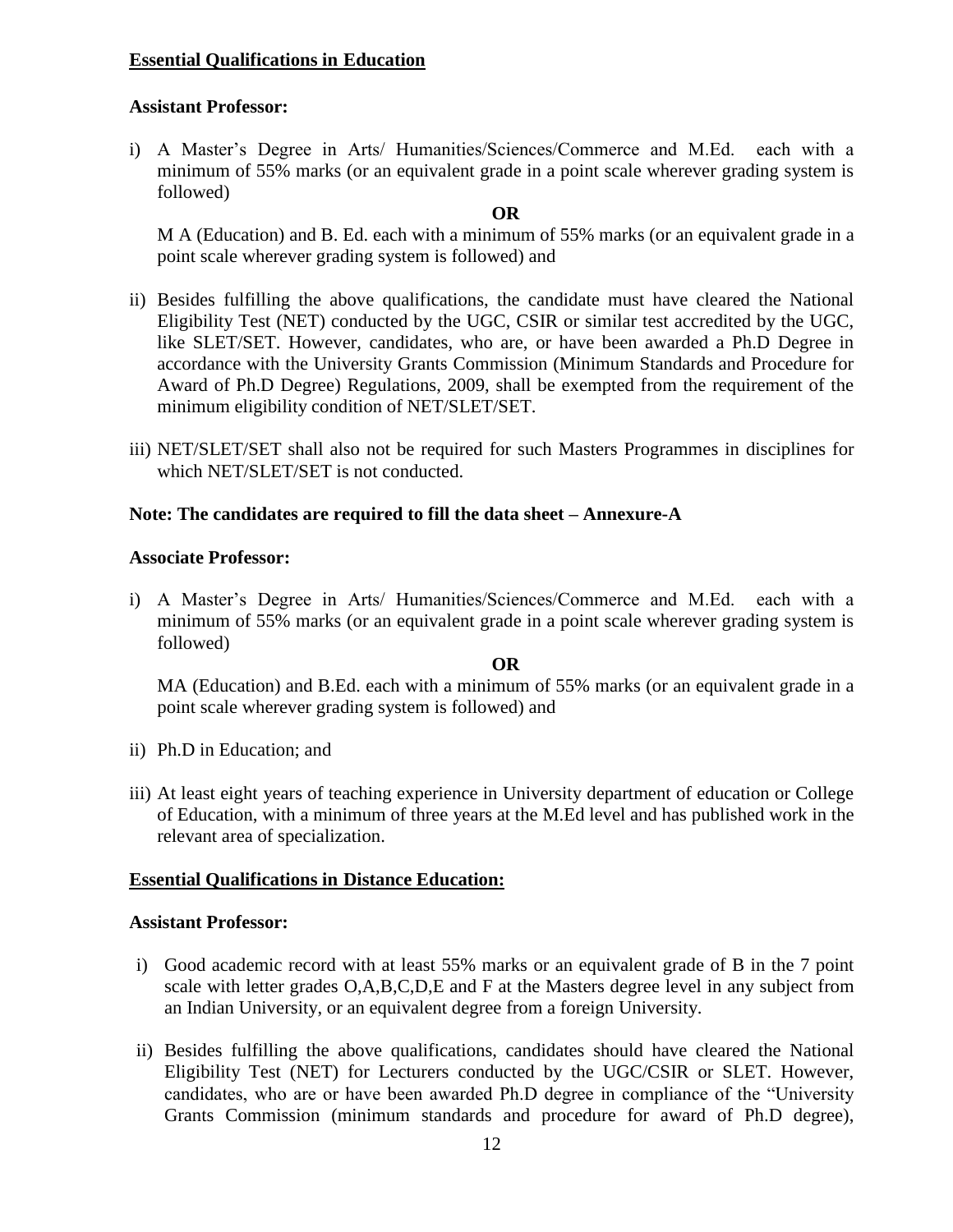## Essential Qualifications in Education

**Assistant Professor:**

i) A Master's Degree in Arts/ Humanities/Sciences/Commerce and M.Ed. each with a minimum of 55% marks (or an equivalent grade in a point scale wherever grading system is followed)

**OR**

M A (Education) and B. Ed. each with a minimum of 55% marks (or an equivalent grade in a point scale wherever grading system is followed) and

ii) Besides fulfilling the above qualifications, the candidate must have cleared the National Eligibility Test (NET) conducted by the UGC, CSIR or similar test accredited by the UGC, like SLET/SET. However, candidates, who are, or have been awarded a Ph.D Degree in accordance with the University Grants Commission (Minimum Standards and Procedure for Award of Ph.D Degree) Regulations, 2009, shall be exempted from the requirement of the minimum eligibility condition of NET/SLET/SET.

iii) NET/SLET/SET shall also not be required for such Masters Programmes in disciplines for which NET/SLET/SET is not conducted.

**Note: The candidates are required to fill the data sheet – Annexure-A**

**Associate Professor:**

i) A Master's Degree in Arts/ Humanities/Sciences/Commerce and M.Ed. each with a minimum of 55% marks (or an equivalent grade in a point scale wherever grading system is followed)

**OR**

MA (Education) and B.Ed. each with a minimum of 55% marks (or an equivalent grade in a point scale wherever grading system is followed) and

ii) Ph.D in Education; and

iii) At least eight years of teaching experience in University department of education or College of Education, with a minimum of three years at the M.Ed level and has published work in the relevant area of specialization.

## Essential Qualifications in Distance Education:

**Assistant Professor:**

i) Good academic record with at least 55% marks or an equivalent grade of B in the 7 point scale with letter grades O,A,B,C,D,E and F at the Masters degree level in any subject from an Indian University, or an equivalent degree from a foreign University.

ii) Besides fulfilling the above qualifications, candidates should have cleared the National Eligibility Test (NET) for Lecturers conducted by the UGC/CSIR or SLET. However, candidates, who are or have been awarded Ph.D degree in compliance of the "University Grants Commission (minimum standards and procedure for award of Ph.D degree),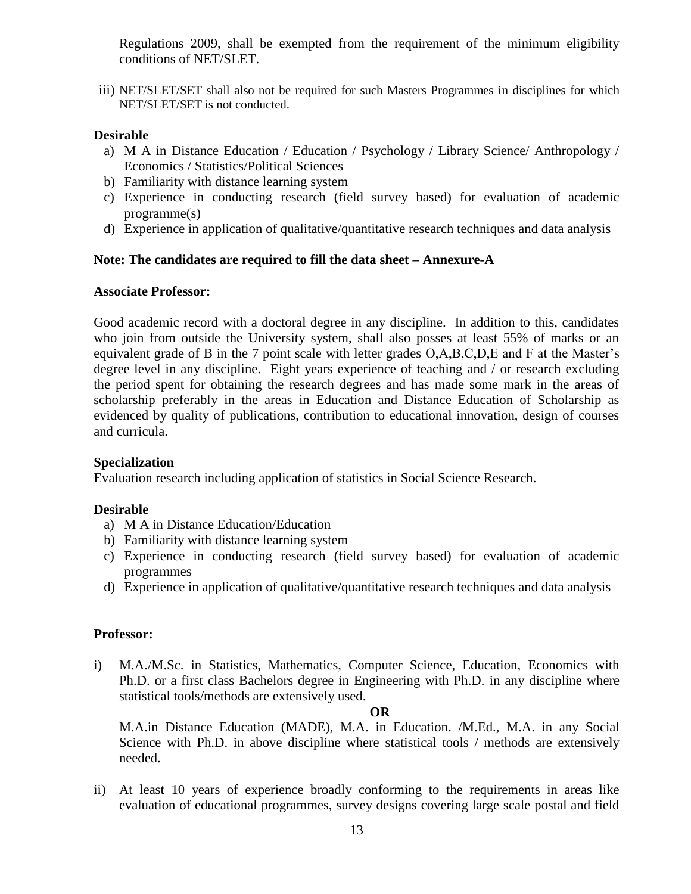Regulations 2009, shall be exempted from the requirement of the minimum eligibility conditions of NET/SLET.

iii) NET/SLET/SET shall also not be required for such Masters Programmes in disciplines for which NET/SLET/SET is not conducted.

**Desirable**

a) M A in Distance Education / Education / Psychology / Library Science/ Anthropology / Economics / Statistics/Political Sciences
b) Familiarity with distance learning system
c) Experience in conducting research (field survey based) for evaluation of academic programme(s)
d) Experience in application of qualitative/quantitative research techniques and data analysis

**Note: The candidates are required to fill the data sheet – Annexure-A**

**Associate Professor:**

Good academic record with a doctoral degree in any discipline. In addition to this, candidates who join from outside the University system, shall also posses at least 55% of marks or an equivalent grade of B in the 7 point scale with letter grades O,A,B,C,D,E and F at the Master's degree level in any discipline. Eight years experience of teaching and / or research excluding the period spent for obtaining the research degrees and has made some mark in the areas of scholarship preferably in the areas in Education and Distance Education of Scholarship as evidenced by quality of publications, contribution to educational innovation, design of courses and curricula.

**Specialization**

Evaluation research including application of statistics in Social Science Research.

**Desirable**

a) M A in Distance Education/Education
b) Familiarity with distance learning system
c) Experience in conducting research (field survey based) for evaluation of academic programmes
d) Experience in application of qualitative/quantitative research techniques and data analysis

**Professor:**

i) M.A./M.Sc. in Statistics, Mathematics, Computer Science, Education, Economics with Ph.D. or a first class Bachelors degree in Engineering with Ph.D. in any discipline where statistical tools/methods are extensively used.

**OR**

M.A.in Distance Education (MADE), M.A. in Education. /M.Ed., M.A. in any Social Science with Ph.D. in above discipline where statistical tools / methods are extensively needed.

ii) At least 10 years of experience broadly conforming to the requirements in areas like evaluation of educational programmes, survey designs covering large scale postal and field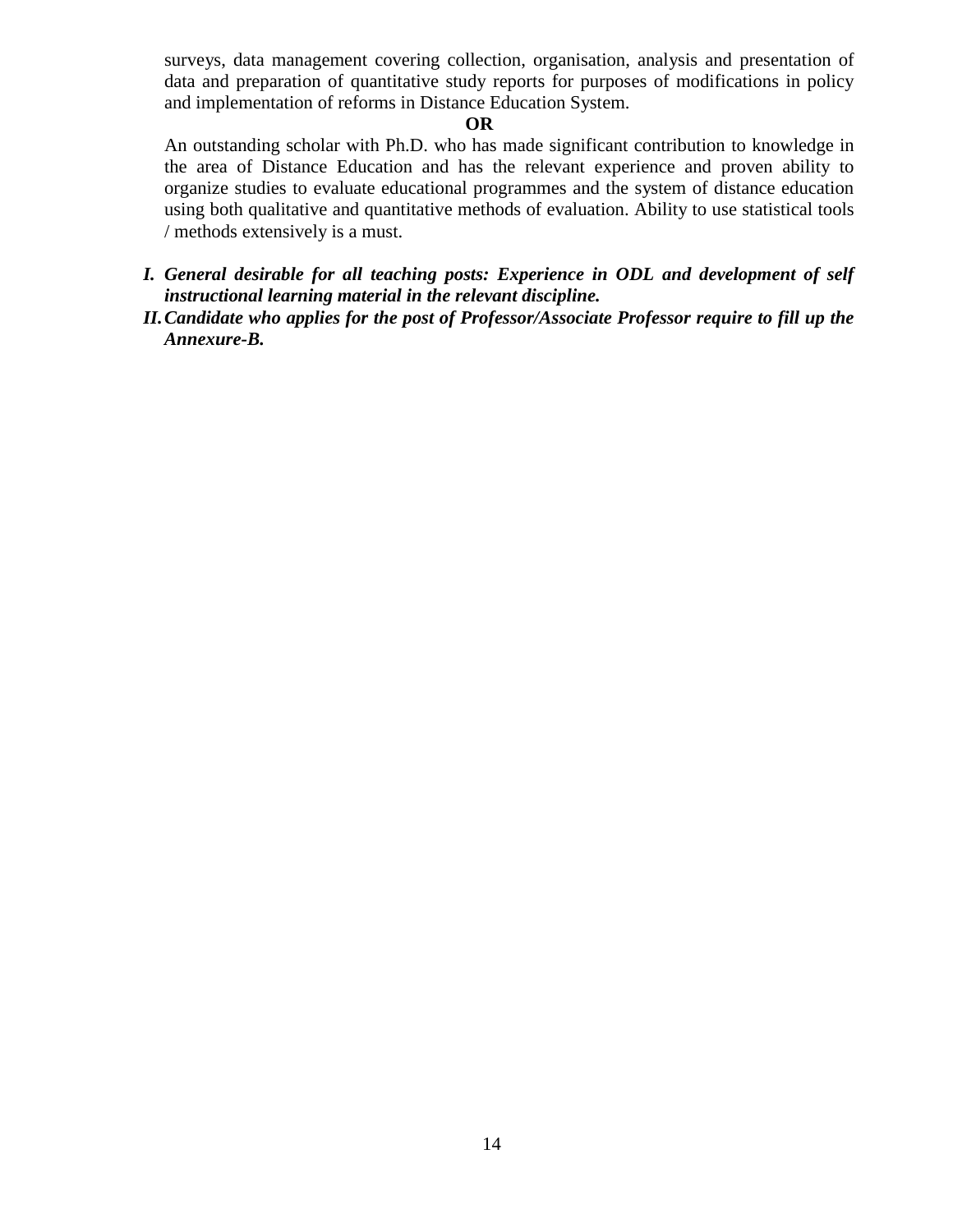surveys, data management covering collection, organisation, analysis and presentation of data and preparation of quantitative study reports for purposes of modifications in policy and implementation of reforms in Distance Education System.

**OR**

An outstanding scholar with Ph.D. who has made significant contribution to knowledge in the area of Distance Education and has the relevant experience and proven ability to organize studies to evaluate educational programmes and the system of distance education using both qualitative and quantitative methods of evaluation. Ability to use statistical tools / methods extensively is a must.

I. ***General desirable for all teaching posts: Experience in ODL and development of self instructional learning material in the relevant discipline.***

II. ***Candidate who applies for the post of Professor/Associate Professor require to fill up the Annexure-B.***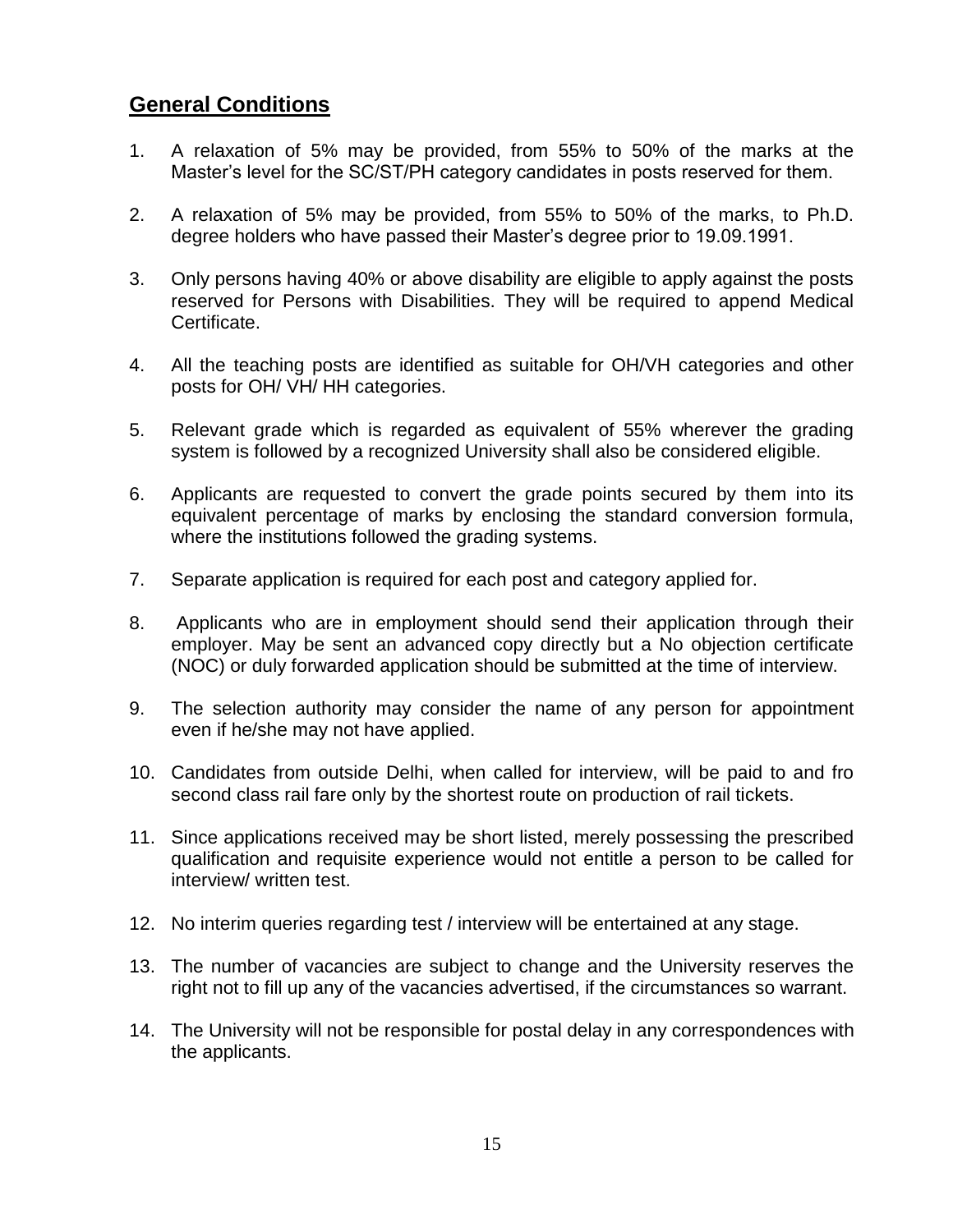## General Conditions

1. A relaxation of 5% may be provided, from 55% to 50% of the marks at the Master's level for the SC/ST/PH category candidates in posts reserved for them.
2. A relaxation of 5% may be provided, from 55% to 50% of the marks, to Ph.D. degree holders who have passed their Master's degree prior to 19.09.1991.
3. Only persons having 40% or above disability are eligible to apply against the posts reserved for Persons with Disabilities. They will be required to append Medical Certificate.
4. All the teaching posts are identified as suitable for OH/VH categories and other posts for OH/ VH/ HH categories.
5. Relevant grade which is regarded as equivalent of 55% wherever the grading system is followed by a recognized University shall also be considered eligible.
6. Applicants are requested to convert the grade points secured by them into its equivalent percentage of marks by enclosing the standard conversion formula, where the institutions followed the grading systems.
7. Separate application is required for each post and category applied for.
8. Applicants who are in employment should send their application through their employer. May be sent an advanced copy directly but a No objection certificate (NOC) or duly forwarded application should be submitted at the time of interview.
9. The selection authority may consider the name of any person for appointment even if he/she may not have applied.
10. Candidates from outside Delhi, when called for interview, will be paid to and fro second class rail fare only by the shortest route on production of rail tickets.
11. Since applications received may be short listed, merely possessing the prescribed qualification and requisite experience would not entitle a person to be called for interview/ written test.
12. No interim queries regarding test / interview will be entertained at any stage.
13. The number of vacancies are subject to change and the University reserves the right not to fill up any of the vacancies advertised, if the circumstances so warrant.
14. The University will not be responsible for postal delay in any correspondences with the applicants.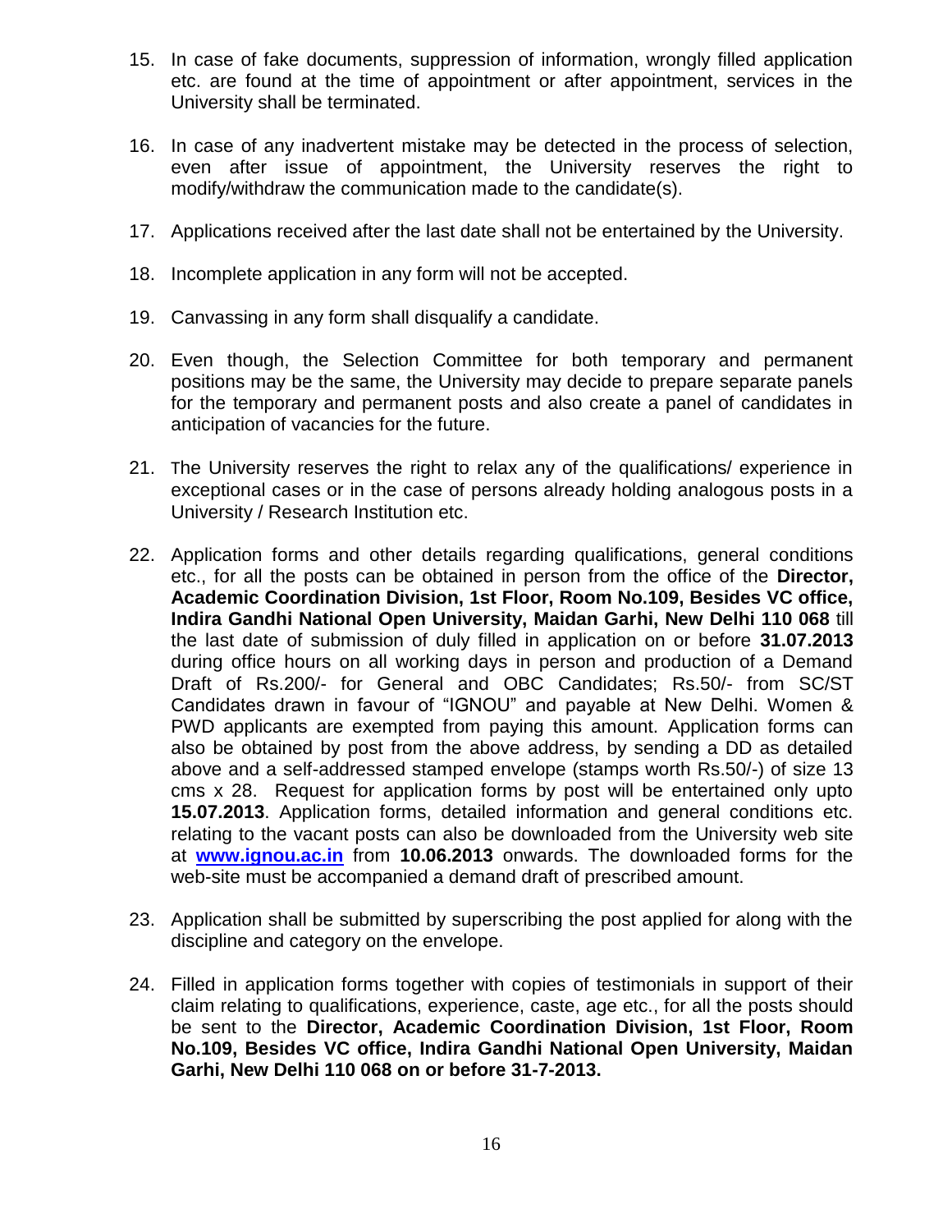15. In case of fake documents, suppression of information, wrongly filled application etc. are found at the time of appointment or after appointment, services in the University shall be terminated.

16. In case of any inadvertent mistake may be detected in the process of selection, even after issue of appointment, the University reserves the right to modify/withdraw the communication made to the candidate(s).

17. Applications received after the last date shall not be entertained by the University.

18. Incomplete application in any form will not be accepted.

19. Canvassing in any form shall disqualify a candidate.

20. Even though, the Selection Committee for both temporary and permanent positions may be the same, the University may decide to prepare separate panels for the temporary and permanent posts and also create a panel of candidates in anticipation of vacancies for the future.

21. The University reserves the right to relax any of the qualifications/ experience in exceptional cases or in the case of persons already holding analogous posts in a University / Research Institution etc.

22. Application forms and other details regarding qualifications, general conditions etc., for all the posts can be obtained in person from the office of the **Director, Academic Coordination Division, 1st Floor, Room No.109, Besides VC office, Indira Gandhi National Open University, Maidan Garhi, New Delhi 110 068** till the last date of submission of duly filled in application on or before **31.07.2013** during office hours on all working days in person and production of a Demand Draft of Rs.200/- for General and OBC Candidates; Rs.50/- from SC/ST Candidates drawn in favour of "IGNOU" and payable at New Delhi. Women & PWD applicants are exempted from paying this amount. Application forms can also be obtained by post from the above address, by sending a DD as detailed above and a self-addressed stamped envelope (stamps worth Rs.50/-) of size 13 cms x 28. Request for application forms by post will be entertained only upto **15.07.2013**. Application forms, detailed information and general conditions etc. relating to the vacant posts can also be downloaded from the University web site at **www.ignou.ac.in** from **10.06.2013** onwards. The downloaded forms for the web-site must be accompanied a demand draft of prescribed amount.

23. Application shall be submitted by superscribing the post applied for along with the discipline and category on the envelope.

24. Filled in application forms together with copies of testimonials in support of their claim relating to qualifications, experience, caste, age etc., for all the posts should be sent to the **Director, Academic Coordination Division, 1st Floor, Room No.109, Besides VC office, Indira Gandhi National Open University, Maidan Garhi, New Delhi 110 068 on or before 31-7-2013.**